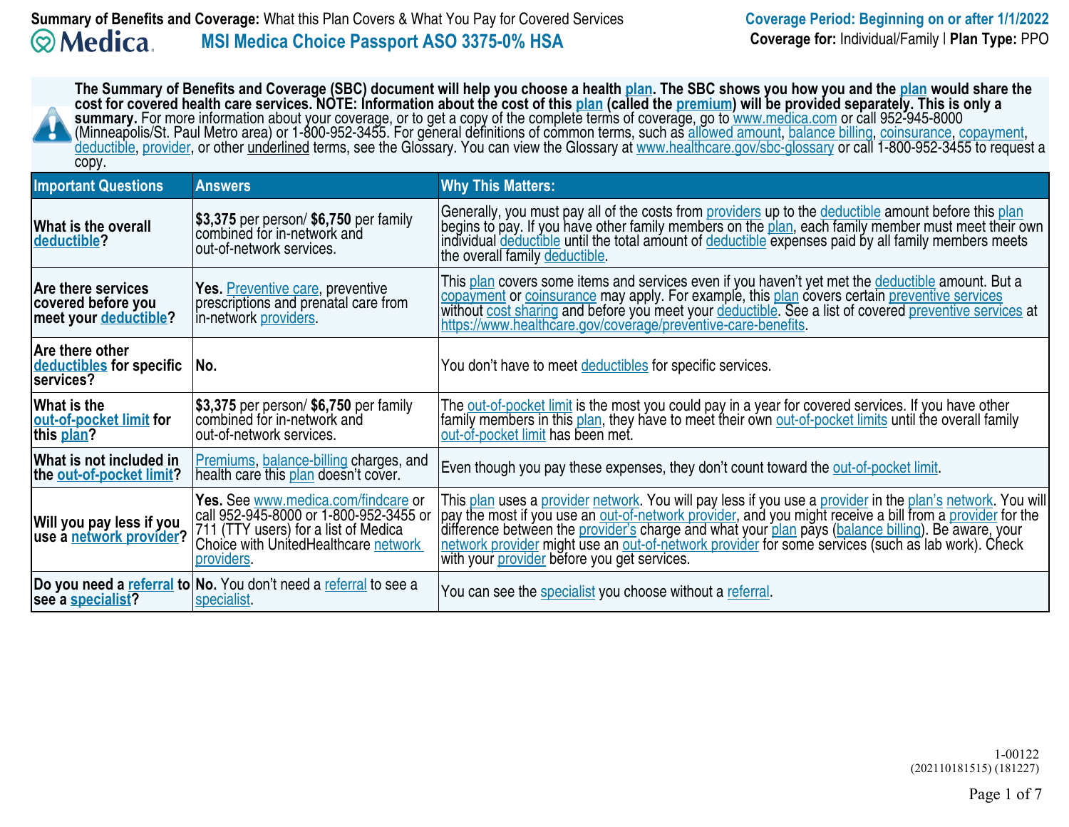**Summary of Benefits and Coverage:** What this Plan Covers & What You Pay for Covered Services

**Coverage Period: Beginning on or after 1/1/2022**

Medica

## MSI Medica Choice Passport ASO 3375-0% HSA

**Coverage for:** Individual/Family | **Plan Type:** PPO

**The Summary of Benefits and Coverage (SBC) document will help you choose a health plan. The SBC shows you how you and the plan would share the cost for covered health care services. NOTE: Information about the cost of this plan (called the premium) will be provided separately. This is only a summary.** For more information about your coverage, or to get a copy of the complete terms of coverage, go to www.medica.com or call 952-945-8000 (Minneapolis/St. Paul Metro area) or 1-800-952-3455. For general definitions of common terms, such as allowed amount, balance billing, coinsurance, copayment, deductible, provider, or other underlined terms, see the Glossary. You can view the Glossary at www.healthcare.gov/sbc-glossary or call 1-800-952-3455 to request a copy.

| Important Questions | Answers | Why This Matters: |
|---|---|---|
| **What is the overall deductible?** | **$3,375** per person/ **$6,750** per family combined for in-network and out-of-network services. | Generally, you must pay all of the costs from providers up to the deductible amount before this plan begins to pay. If you have other family members on the plan, each family member must meet their own individual deductible until the total amount of deductible expenses paid by all family members meets the overall family deductible. |
| **Are there services covered before you meet your deductible?** | **Yes.** Preventive care, preventive prescriptions and prenatal care from in-network providers. | This plan covers some items and services even if you haven't yet met the deductible amount. But a copayment or coinsurance may apply. For example, this plan covers certain preventive services without cost sharing and before you meet your deductible. See a list of covered preventive services at https://www.healthcare.gov/coverage/preventive-care-benefits. |
| **Are there other deductibles for specific services?** | **No.** | You don't have to meet deductibles for specific services. |
| **What is the out-of-pocket limit for this plan?** | **$3,375** per person/ **$6,750** per family combined for in-network and out-of-network services. | The out-of-pocket limit is the most you could pay in a year for covered services. If you have other family members in this plan, they have to meet their own out-of-pocket limits until the overall family out-of-pocket limit has been met. |
| **What is not included in the out-of-pocket limit?** | Premiums, balance-billing charges, and health care this plan doesn't cover. | Even though you pay these expenses, they don't count toward the out-of-pocket limit. |
| **Will you pay less if you use a network provider?** | **Yes.** See www.medica.com/findcare or call 952-945-8000 or 1-800-952-3455 or 711 (TTY users) for a list of Medica Choice with UnitedHealthcare network providers. | This plan uses a provider network. You will pay less if you use a provider in the plan's network. You will pay the most if you use an out-of-network provider, and you might receive a bill from a provider for the difference between the provider's charge and what your plan pays (balance billing). Be aware, your network provider might use an out-of-network provider for some services (such as lab work). Check with your provider before you get services. |
| **Do you need a referral to see a specialist?** | **No.** You don't need a referral to see a specialist. | You can see the specialist you choose without a referral. |

1-00122
(202110181515) (181227)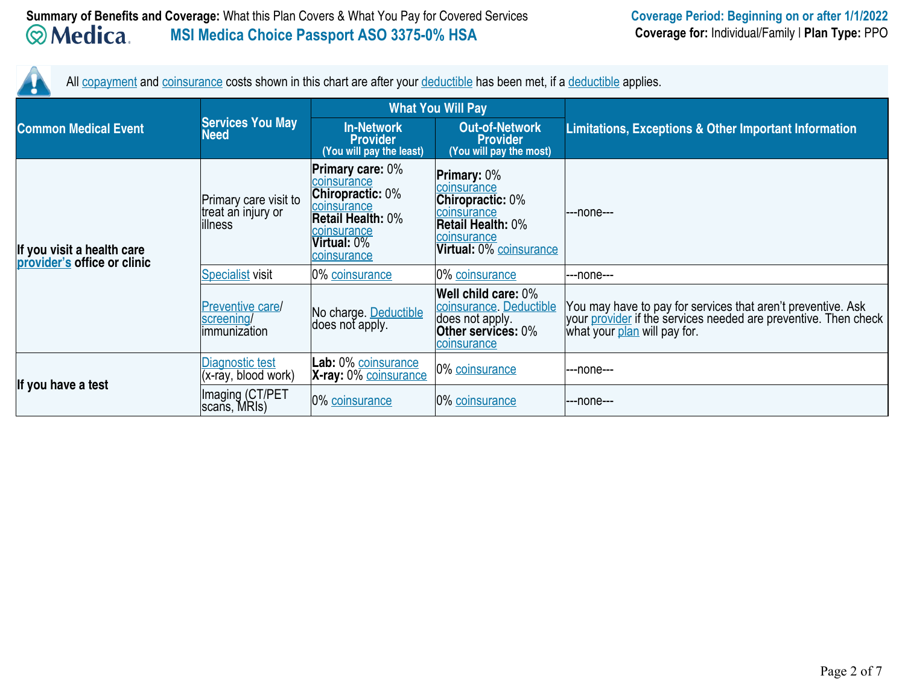**Summary of Benefits and Coverage:** What this Plan Covers & What You Pay for Covered Services

**Medica** — **MSI Medica Choice Passport ASO 3375-0% HSA**

**Coverage Period: Beginning on or after 1/1/2022**
**Coverage for:** Individual/Family | **Plan Type:** PPO

All copayment and coinsurance costs shown in this chart are after your deductible has been met, if a deductible applies.

| Common Medical Event | Services You May Need | What You Will Pay: In-Network Provider (You will pay the least) | What You Will Pay: Out-of-Network Provider (You will pay the most) | Limitations, Exceptions & Other Important Information |
|---|---|---|---|---|
| If you visit a health care provider's office or clinic | Primary care visit to treat an injury or illness | **Primary care:** 0% coinsurance<br>**Chiropractic:** 0% coinsurance<br>**Retail Health:** 0% coinsurance<br>**Virtual:** 0% coinsurance | **Primary:** 0% coinsurance<br>**Chiropractic:** 0% coinsurance<br>**Retail Health:** 0% coinsurance<br>**Virtual:** 0% coinsurance | ---none--- |
| | Specialist visit | 0% coinsurance | 0% coinsurance | ---none--- |
| | Preventive care/ screening/ immunization | No charge. Deductible does not apply. | **Well child care:** 0% coinsurance. Deductible does not apply.<br>**Other services:** 0% coinsurance | You may have to pay for services that aren't preventive. Ask your provider if the services needed are preventive. Then check what your plan will pay for. |
| If you have a test | Diagnostic test (x-ray, blood work) | **Lab:** 0% coinsurance<br>**X-ray:** 0% coinsurance | 0% coinsurance | ---none--- |
| | Imaging (CT/PET scans, MRIs) | 0% coinsurance | 0% coinsurance | ---none--- |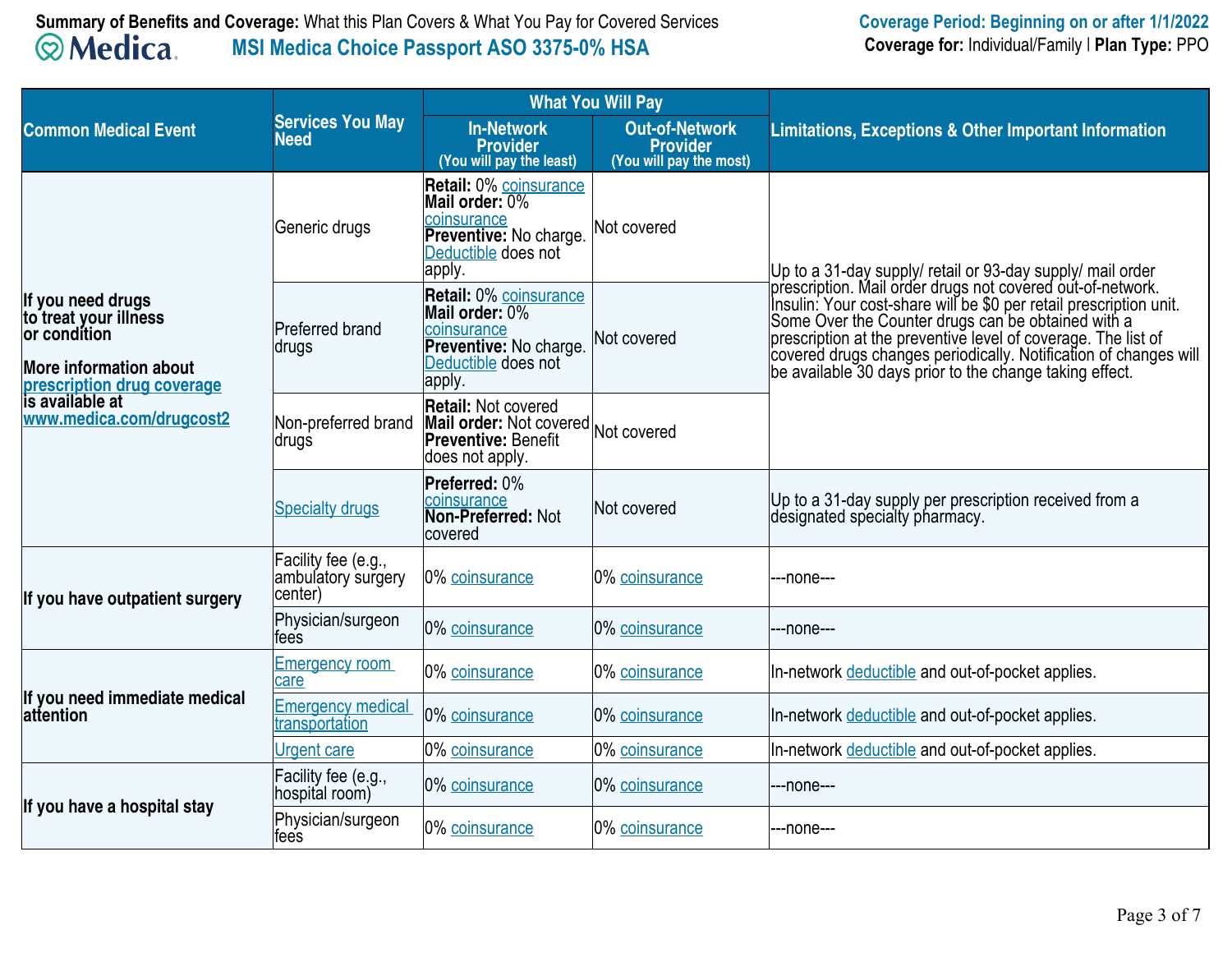**Summary of Benefits and Coverage:** What this Plan Covers & What You Pay for Covered Services

**MSI Medica Choice Passport ASO 3375-0% HSA**

**Coverage Period: Beginning on or after 1/1/2022**
**Coverage for:** Individual/Family | **Plan Type:** PPO

| Common Medical Event | Services You May Need | What You Will Pay | | Limitations, Exceptions & Other Important Information |
|---|---|---|---|---|
| | | In-Network Provider (You will pay the least) | Out-of-Network Provider (You will pay the most) | |
| **If you need drugs to treat your illness or condition** **More information about prescription drug coverage is available at www.medica.com/drugcost2** | Generic drugs | **Retail:** 0% coinsurance **Mail order:** 0% coinsurance **Preventive:** No charge. Deductible does not apply. | Not covered | Up to a 31-day supply/ retail or 93-day supply/ mail order prescription. Mail order drugs not covered out-of-network. Insulin: Your cost-share will be $0 per retail prescription unit. Some Over the Counter drugs can be obtained with a prescription at the preventive level of coverage. The list of covered drugs changes periodically. Notification of changes will be available 30 days prior to the change taking effect. |
| | Preferred brand drugs | **Retail:** 0% coinsurance **Mail order:** 0% coinsurance **Preventive:** No charge. Deductible does not apply. | Not covered | |
| | Non-preferred brand drugs | **Retail:** Not covered **Mail order:** Not covered **Preventive:** Benefit does not apply. | Not covered | |
| | Specialty drugs | **Preferred:** 0% coinsurance **Non-Preferred:** Not covered | Not covered | Up to a 31-day supply per prescription received from a designated specialty pharmacy. |
| **If you have outpatient surgery** | Facility fee (e.g., ambulatory surgery center) | 0% coinsurance | 0% coinsurance | ---none--- |
| | Physician/surgeon fees | 0% coinsurance | 0% coinsurance | ---none--- |
| **If you need immediate medical attention** | Emergency room care | 0% coinsurance | 0% coinsurance | In-network deductible and out-of-pocket applies. |
| | Emergency medical transportation | 0% coinsurance | 0% coinsurance | In-network deductible and out-of-pocket applies. |
| | Urgent care | 0% coinsurance | 0% coinsurance | In-network deductible and out-of-pocket applies. |
| **If you have a hospital stay** | Facility fee (e.g., hospital room) | 0% coinsurance | 0% coinsurance | ---none--- |
| | Physician/surgeon fees | 0% coinsurance | 0% coinsurance | ---none--- |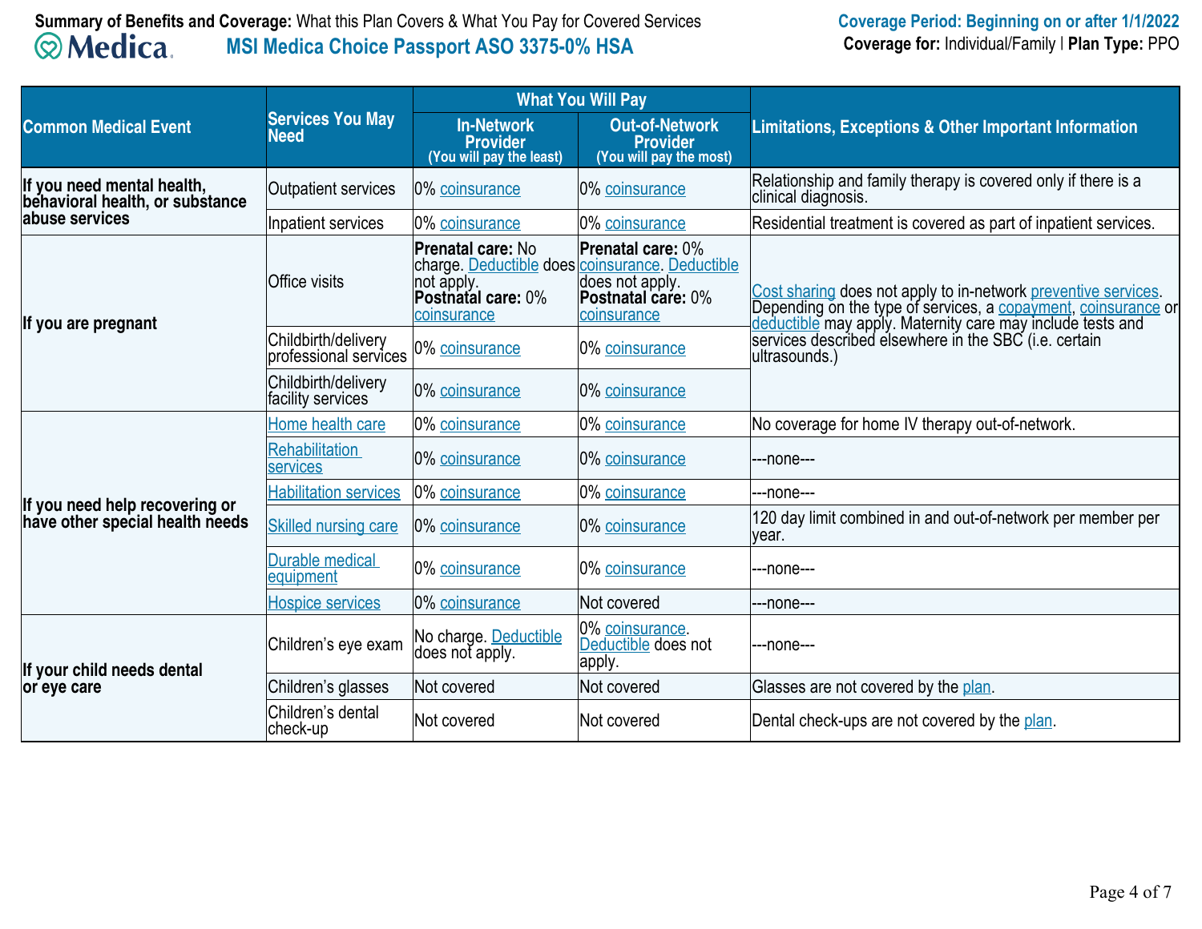| Common Medical Event | Services You May Need | What You Will Pay | | Limitations, Exceptions & Other Important Information |
|---|---|---|---|---|
| | | In-Network Provider (You will pay the least) | Out-of-Network Provider (You will pay the most) | |
| If you need mental health, behavioral health, or substance abuse services | Outpatient services | 0% coinsurance | 0% coinsurance | Relationship and family therapy is covered only if there is a clinical diagnosis. |
| | Inpatient services | 0% coinsurance | 0% coinsurance | Residential treatment is covered as part of inpatient services. |
| If you are pregnant | Office visits | **Prenatal care:** No charge. Deductible does not apply. **Postnatal care:** 0% coinsurance | **Prenatal care:** 0% coinsurance. Deductible does not apply. **Postnatal care:** 0% coinsurance | Cost sharing does not apply to in-network preventive services. Depending on the type of services, a copayment, coinsurance or deductible may apply. Maternity care may include tests and services described elsewhere in the SBC (i.e. certain ultrasounds.) |
| | Childbirth/delivery professional services | 0% coinsurance | 0% coinsurance | |
| | Childbirth/delivery facility services | 0% coinsurance | 0% coinsurance | |
| If you need help recovering or have other special health needs | Home health care | 0% coinsurance | 0% coinsurance | No coverage for home IV therapy out-of-network. |
| | Rehabilitation services | 0% coinsurance | 0% coinsurance | ---none--- |
| | Habilitation services | 0% coinsurance | 0% coinsurance | ---none--- |
| | Skilled nursing care | 0% coinsurance | 0% coinsurance | 120 day limit combined in and out-of-network per member per year. |
| | Durable medical equipment | 0% coinsurance | 0% coinsurance | ---none--- |
| | Hospice services | 0% coinsurance | Not covered | ---none--- |
| If your child needs dental or eye care | Children's eye exam | No charge. Deductible does not apply. | 0% coinsurance. Deductible does not apply. | ---none--- |
| | Children's glasses | Not covered | Not covered | Glasses are not covered by the plan. |
| | Children's dental check-up | Not covered | Not covered | Dental check-ups are not covered by the plan. |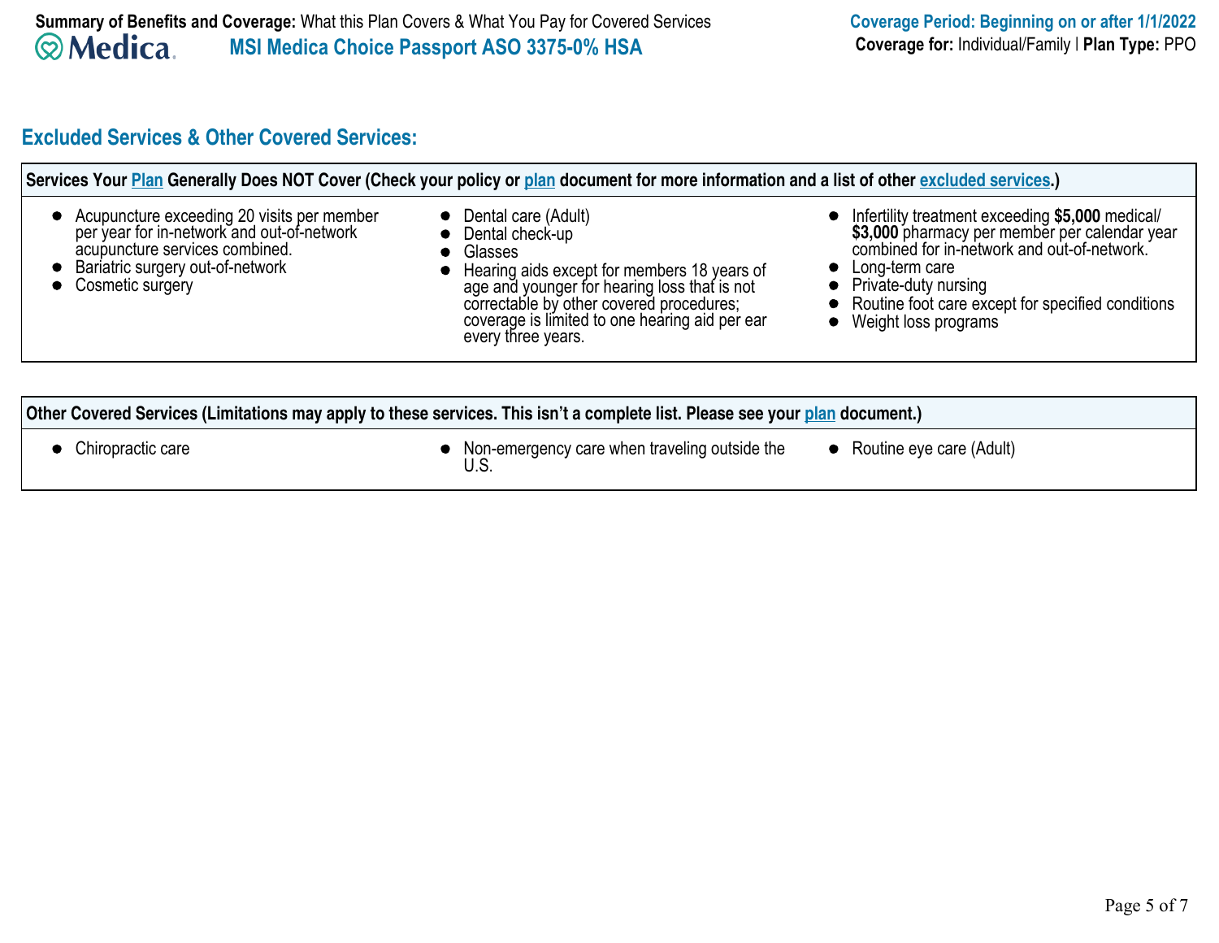## Excluded Services & Other Covered Services:

**Services Your Plan Generally Does NOT Cover (Check your policy or plan document for more information and a list of other excluded services.)**

- Acupuncture exceeding 20 visits per member per year for in-network and out-of-network acupuncture services combined.
- Bariatric surgery out-of-network
- Cosmetic surgery
- Dental care (Adult)
- Dental check-up
- Glasses
- Hearing aids except for members 18 years of age and younger for hearing loss that is not correctable by other covered procedures; coverage is limited to one hearing aid per ear every three years.
- Infertility treatment exceeding **$5,000** medical/ **$3,000** pharmacy per member per calendar year combined for in-network and out-of-network.
- Long-term care
- Private-duty nursing
- Routine foot care except for specified conditions
- Weight loss programs

**Other Covered Services (Limitations may apply to these services. This isn't a complete list. Please see your plan document.)**

- Chiropractic care
- Non-emergency care when traveling outside the U.S.
- Routine eye care (Adult)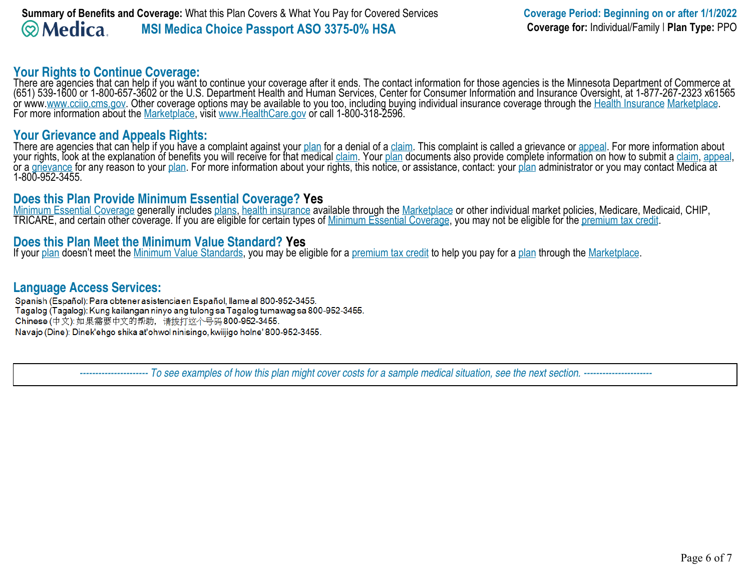## Your Rights to Continue Coverage:

There are agencies that can help if you want to continue your coverage after it ends. The contact information for those agencies is the Minnesota Department of Commerce at (651) 539-1600 or 1-800-657-3602 or the U.S. Department Health and Human Services, Center for Consumer Information and Insurance Oversight, at 1-877-267-2323 x61565 or www.www.cciio.cms.gov. Other coverage options may be available to you too, including buying individual insurance coverage through the Health Insurance Marketplace. For more information about the Marketplace, visit www.HealthCare.gov or call 1-800-318-2596.

## Your Grievance and Appeals Rights:

There are agencies that can help if you have a complaint against your plan for a denial of a claim. This complaint is called a grievance or appeal. For more information about your rights, look at the explanation of benefits you will receive for that medical claim. Your plan documents also provide complete information on how to submit a claim, appeal, or a grievance for any reason to your plan. For more information about your rights, this notice, or assistance, contact: your plan administrator or you may contact Medica at 1-800-952-3455.

## Does this Plan Provide Minimum Essential Coverage? Yes

Minimum Essential Coverage generally includes plans, health insurance available through the Marketplace or other individual market policies, Medicare, Medicaid, CHIP, TRICARE, and certain other coverage. If you are eligible for certain types of Minimum Essential Coverage, you may not be eligible for the premium tax credit.

## Does this Plan Meet the Minimum Value Standard? Yes

If your plan doesn't meet the Minimum Value Standards, you may be eligible for a premium tax credit to help you pay for a plan through the Marketplace.

## Language Access Services:

Spanish (Español): Para obtener asistencia en Español, llame al 800-952-3455.
Tagalog (Tagalog): Kung kailangan ninyo ang tulong sa Tagalog tumawag sa 800-952-3455.
Chinese (中文): 如果需要中文的帮助，请拨打这个号码 800-952-3455.
Navajo (Dine): Dinek'ehgo shika at'ohwol ninisingo, kwiijigo holne' 800-952-3455.

*---------------------- To see examples of how this plan might cover costs for a sample medical situation, see the next section. ----------------------*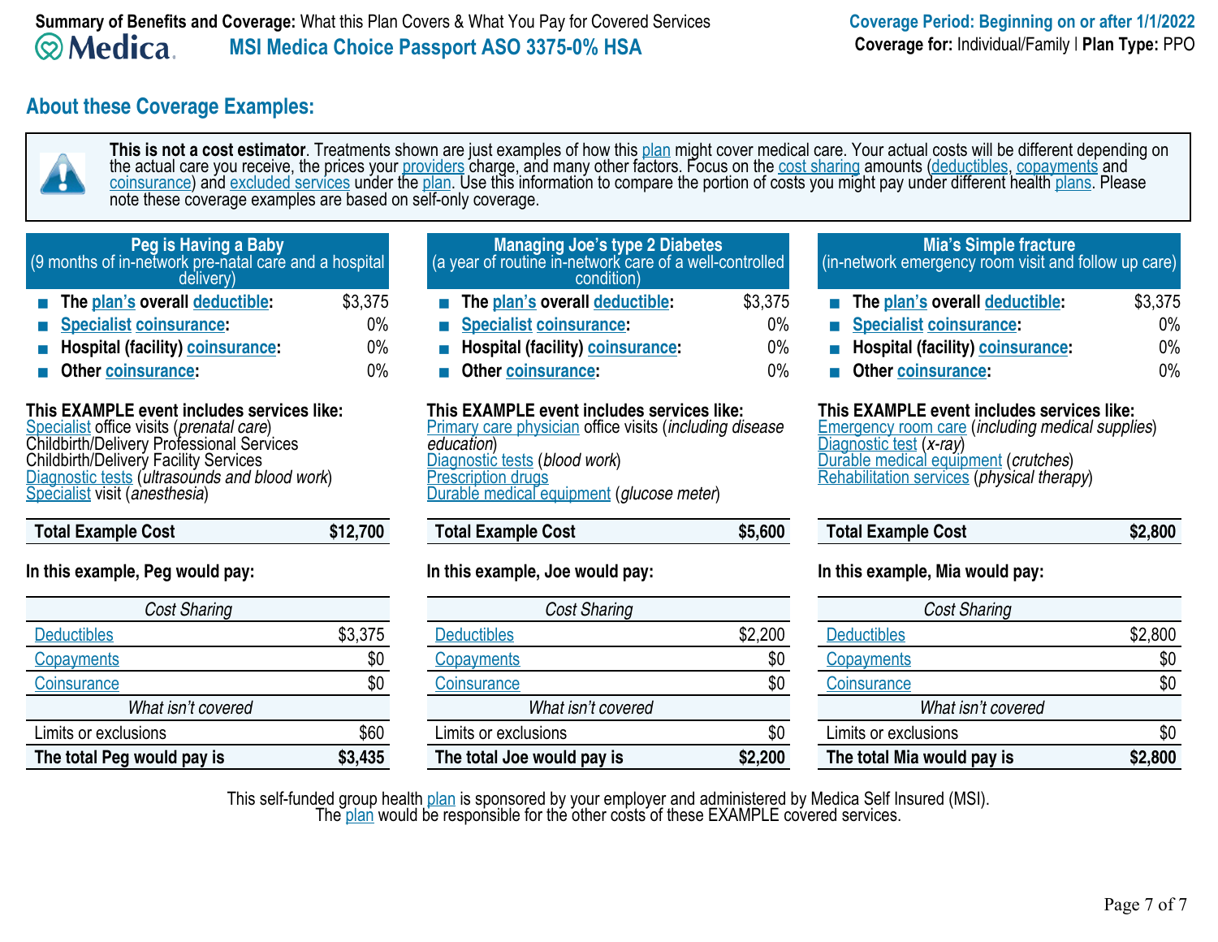**Summary of Benefits and Coverage:** What this Plan Covers & What You Pay for Covered Services

**MSI Medica Choice Passport ASO 3375-0% HSA**

**Coverage Period: Beginning on or after 1/1/2022**

**Coverage for:** Individual/Family | **Plan Type:** PPO

## About these Coverage Examples:

**This is not a cost estimator**. Treatments shown are just examples of how this plan might cover medical care. Your actual costs will be different depending on the actual care you receive, the prices your providers charge, and many other factors. Focus on the cost sharing amounts (deductibles, copayments and coinsurance) and excluded services under the plan. Use this information to compare the portion of costs you might pay under different health plans. Please note these coverage examples are based on self-only coverage.

### Peg is Having a Baby
(9 months of in-network pre-natal care and a hospital delivery)

- **The plan's overall deductible:** $3,375
- **Specialist coinsurance:** 0%
- **Hospital (facility) coinsurance:** 0%
- **Other coinsurance:** 0%

**This EXAMPLE event includes services like:**
Specialist office visits (*prenatal care*)
Childbirth/Delivery Professional Services
Childbirth/Delivery Facility Services
Diagnostic tests (*ultrasounds and blood work*)
Specialist visit (*anesthesia*)

| **Total Example Cost** | **$12,700** |
|---|---|

**In this example, Peg would pay:**

| *Cost Sharing* | |
|---|---|
| Deductibles | $3,375 |
| Copayments | $0 |
| Coinsurance | $0 |
| *What isn't covered* | |
| Limits or exclusions | $60 |
| **The total Peg would pay is** | **$3,435** |

### Managing Joe's type 2 Diabetes
(a year of routine in-network care of a well-controlled condition)

- **The plan's overall deductible:** $3,375
- **Specialist coinsurance:** 0%
- **Hospital (facility) coinsurance:** 0%
- **Other coinsurance:** 0%

**This EXAMPLE event includes services like:**
Primary care physician office visits (*including disease education*)
Diagnostic tests (*blood work*)
Prescription drugs
Durable medical equipment (*glucose meter*)

| **Total Example Cost** | **$5,600** |
|---|---|

**In this example, Joe would pay:**

| *Cost Sharing* | |
|---|---|
| Deductibles | $2,200 |
| Copayments | $0 |
| Coinsurance | $0 |
| *What isn't covered* | |
| Limits or exclusions | $0 |
| **The total Joe would pay is** | **$2,200** |

### Mia's Simple fracture
(in-network emergency room visit and follow up care)

- **The plan's overall deductible:** $3,375
- **Specialist coinsurance:** 0%
- **Hospital (facility) coinsurance:** 0%
- **Other coinsurance:** 0%

**This EXAMPLE event includes services like:**
Emergency room care (*including medical supplies*)
Diagnostic test (*x-ray*)
Durable medical equipment (*crutches*)
Rehabilitation services (*physical therapy*)

| **Total Example Cost** | **$2,800** |
|---|---|

**In this example, Mia would pay:**

| *Cost Sharing* | |
|---|---|
| Deductibles | $2,800 |
| Copayments | $0 |
| Coinsurance | $0 |
| *What isn't covered* | |
| Limits or exclusions | $0 |
| **The total Mia would pay is** | **$2,800** |

This self-funded group health plan is sponsored by your employer and administered by Medica Self Insured (MSI).
The plan would be responsible for the other costs of these EXAMPLE covered services.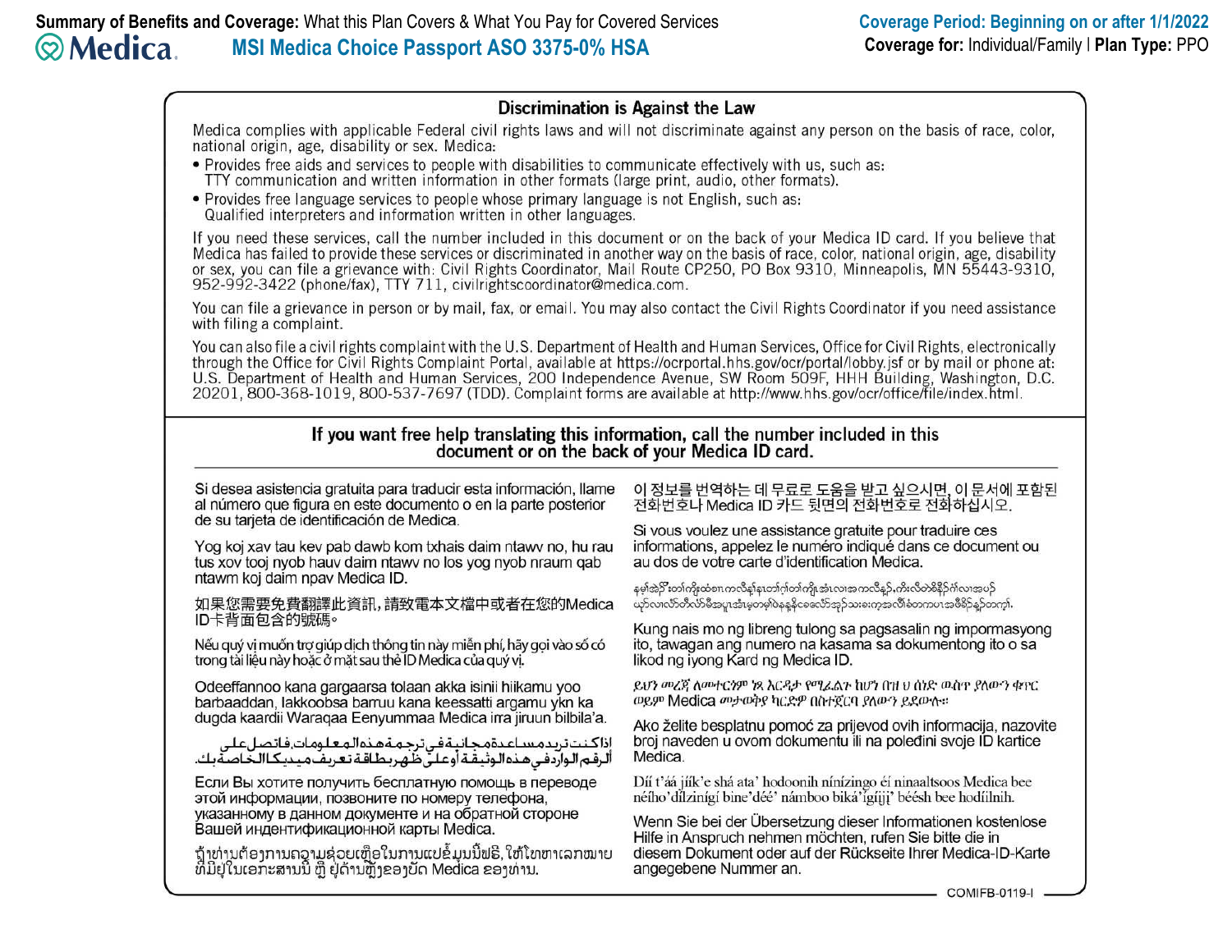## Discrimination is Against the Law

Medica complies with applicable Federal civil rights laws and will not discriminate against any person on the basis of race, color, national origin, age, disability or sex. Medica:

- Provides free aids and services to people with disabilities to communicate effectively with us, such as: TTY communication and written information in other formats (large print, audio, other formats).
- Provides free language services to people whose primary language is not English, such as: Qualified interpreters and information written in other languages.

If you need these services, call the number included in this document or on the back of your Medica ID card. If you believe that Medica has failed to provide these services or discriminated in another way on the basis of race, color, national origin, age, disability or sex, you can file a grievance with: Civil Rights Coordinator, Mail Route CP250, PO Box 9310, Minneapolis, MN 55443-9310, 952-992-3422 (phone/fax), TTY 711, civilrightscoordinator@medica.com.

You can file a grievance in person or by mail, fax, or email. You may also contact the Civil Rights Coordinator if you need assistance with filing a complaint.

You can also file a civil rights complaint with the U.S. Department of Health and Human Services, Office for Civil Rights, electronically through the Office for Civil Rights Complaint Portal, available at https://ocrportal.hhs.gov/ocr/portal/lobby.jsf or by mail or phone at: U.S. Department of Health and Human Services, 200 Independence Avenue, SW Room 509F, HHH Building, Washington, D.C. 20201, 800-368-1019, 800-537-7697 (TDD). Complaint forms are available at http://www.hhs.gov/ocr/office/file/index.html.

## If you want free help translating this information, call the number included in this document or on the back of your Medica ID card.

Si desea asistencia gratuita para traducir esta información, llame al número que figura en este documento o en la parte posterior de su tarjeta de identificación de Medica.

Yog koj xav tau kev pab dawb kom txhais daim ntawv no, hu rau tus xov tooj nyob hauv daim ntawv no los yog nyob nraum qab ntawm koj daim npav Medica ID.

如果您需要免費翻譯此資訊，請致電本文檔中或者在您的Medica ID卡背面包含的號碼。

Nếu quý vị muốn trợ giúp dịch thông tin này miễn phí, hãy gọi vào số có trong tài liệu này hoặc ở mặt sau thẻ ID Medica của quý vị.

Odeeffannoo kana gargaarsa tolaan akka isinii hiikamu yoo barbaaddan, lakkoobsa barruu kana keessatti argamu ykn ka dugda kaardii Waraqaa Eenyummaa Medica irra jiruun bilbila'a.

اذا كنت تريد مساعدة مجانية في ترجمة هذه المعلومات، فاتصل على الرقم الوارد في هذه الوثيقة أو على ظهر بطاقة تعريف ميديكا الخاصة بك.

Если Вы хотите получить бесплатную помощь в переводе этой информации, позвоните по номеру телефона, указанному в данном документе и на обратной стороне Вашей индентификационной карты Medica.

ຖ້າທ່ານຕ້ອງການຄວາມຊ່ວຍເຫຼືອໃນການແປຂໍ້ມູນນີ້ຟຣີ, ໃຫ້ໂທຫາເລກໝາຍທີ່ມີຢູ່ໃນເອກະສານນີ້ ຫຼື ຢູ່ດ້ານຫຼັງຂອງບັດ Medica ຂອງທ່ານ.

이 정보를 번역하는 데 무료로 도움을 받고 싶으시면, 이 문서에 포함된 전화번호나 Medica ID 카드 뒷면의 전화번호로 전화하십시오.

Si vous voulez une assistance gratuite pour traduire ces informations, appelez le numéro indiqué dans ce document ou au dos de votre carte d'identification Medica.

နမ့်ဆဲၣ်ဘၣ်တၢ်ကိုးထံတၢ်ဂ့ၢ်တၢ်ကျိၤအံၤလၢအကလီန့ၣ်,ကိးလီတဲစိနီၣ်ဂံၢ်လၢအပၣ် ယှာ်လၢလံာ်တီလံာ်မီအပူၤအံၤမ့တမ့ၢ်ဖဲနနီၣ်ငံးလီၢ်ဒ့ၣ်အးကူအလိၢ်ခံတကပၤအဖီခိၣ်န့ၣ်တက့ၢ်.

Kung nais mo ng libreng tulong sa pagsasalin ng impormasyong ito, tawagan ang numero na kasama sa dokumentong ito o sa likod ng iyong Kard ng Medica ID.

ይህን መረጃ ለመተርጎም ነጻ እርዳታ የሚፈልጉ ከሆነ በዚህ ሰነድ ውስጥ ያለውን ቁጥር ወይም Medica መታወቂያ ካርድዎ በስተጀርባ ያለውን ይደውሉ።

Ako želite besplatnu pomoć za prijevod ovih informacija, nazovite broj naveden u ovom dokumentu ili na poleđini svoje ID kartice Medica.

Díí t'áá jíík'e shá ata' hodoonih nínízingo éí ninaaltsoos Medica bee néího'dílzinígí bine'déé' námboo biká'ígíjį' béésh bee hodíílnih.

Wenn Sie bei der Übersetzung dieser Informationen kostenlose Hilfe in Anspruch nehmen möchten, rufen Sie bitte die in diesem Dokument oder auf der Rückseite Ihrer Medica-ID-Karte angegebene Nummer an.

COMIFB-0119-I